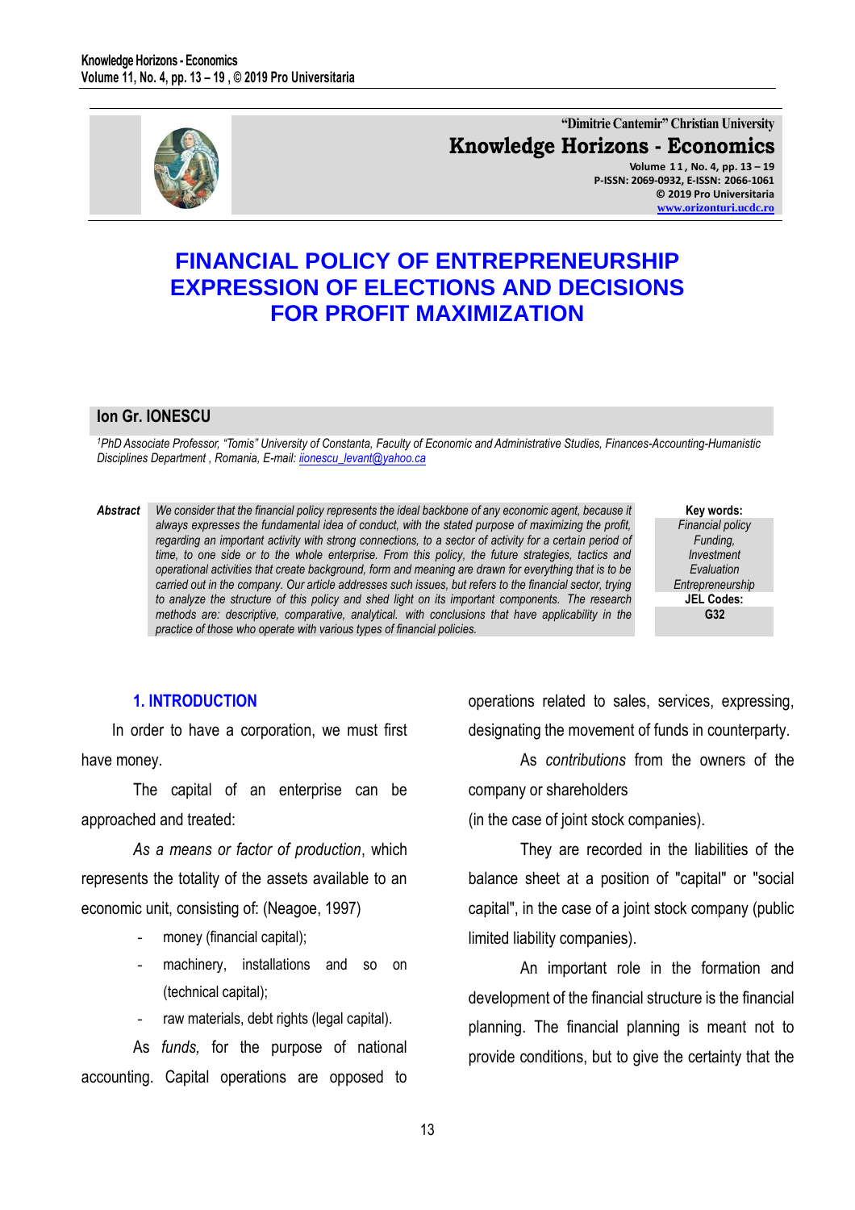"Dimitrie Cantemir" Christian University

**Knowledge Horizons - Economics**

Volume 11, No. 4, pp. 13 – 19
P-ISSN: 2069-0932, E-ISSN: 2066-1061
© 2019 Pro Universitaria
www.orizonturi.ucdc.ro

# FINANCIAL POLICY OF ENTREPRENEURSHIP EXPRESSION OF ELECTIONS AND DECISIONS FOR PROFIT MAXIMIZATION

**Ion Gr. IONESCU**

[1]*PhD Associate Professor, "Tomis" University of Constanta, Faculty of Economic and Administrative Studies, Finances-Accounting-Humanistic Disciplines Department , Romania, E-mail: iionescu_levant@yahoo.ca*

***Abstract*** *We consider that the financial policy represents the ideal backbone of any economic agent, because it always expresses the fundamental idea of conduct, with the stated purpose of maximizing the profit, regarding an important activity with strong connections, to a sector of activity for a certain period of time, to one side or to the whole enterprise. From this policy, the future strategies, tactics and operational activities that create background, form and meaning are drawn for everything that is to be carried out in the company. Our article addresses such issues, but refers to the financial sector, trying to analyze the structure of this policy and shed light on its important components. The research methods are: descriptive, comparative, analytical. with conclusions that have applicability in the practice of those who operate with various types of financial policies.*

**Key words:** *Financial policy, Funding, Investment, Evaluation, Entrepreneurship*

**JEL Codes:** G32

## 1. INTRODUCTION

In order to have a corporation, we must first have money.

The capital of an enterprise can be approached and treated:

*As a means or factor of production*, which represents the totality of the assets available to an economic unit, consisting of: (Neagoe, 1997)

- money (financial capital);
- machinery, installations and so on (technical capital);
- raw materials, debt rights (legal capital).

As *funds,* for the purpose of national accounting. Capital operations are opposed to operations related to sales, services, expressing, designating the movement of funds in counterparty.

As *contributions* from the owners of the company or shareholders (in the case of joint stock companies).

They are recorded in the liabilities of the balance sheet at a position of "capital" or "social capital", in the case of a joint stock company (public limited liability companies).

An important role in the formation and development of the financial structure is the financial planning. The financial planning is meant not to provide conditions, but to give the certainty that the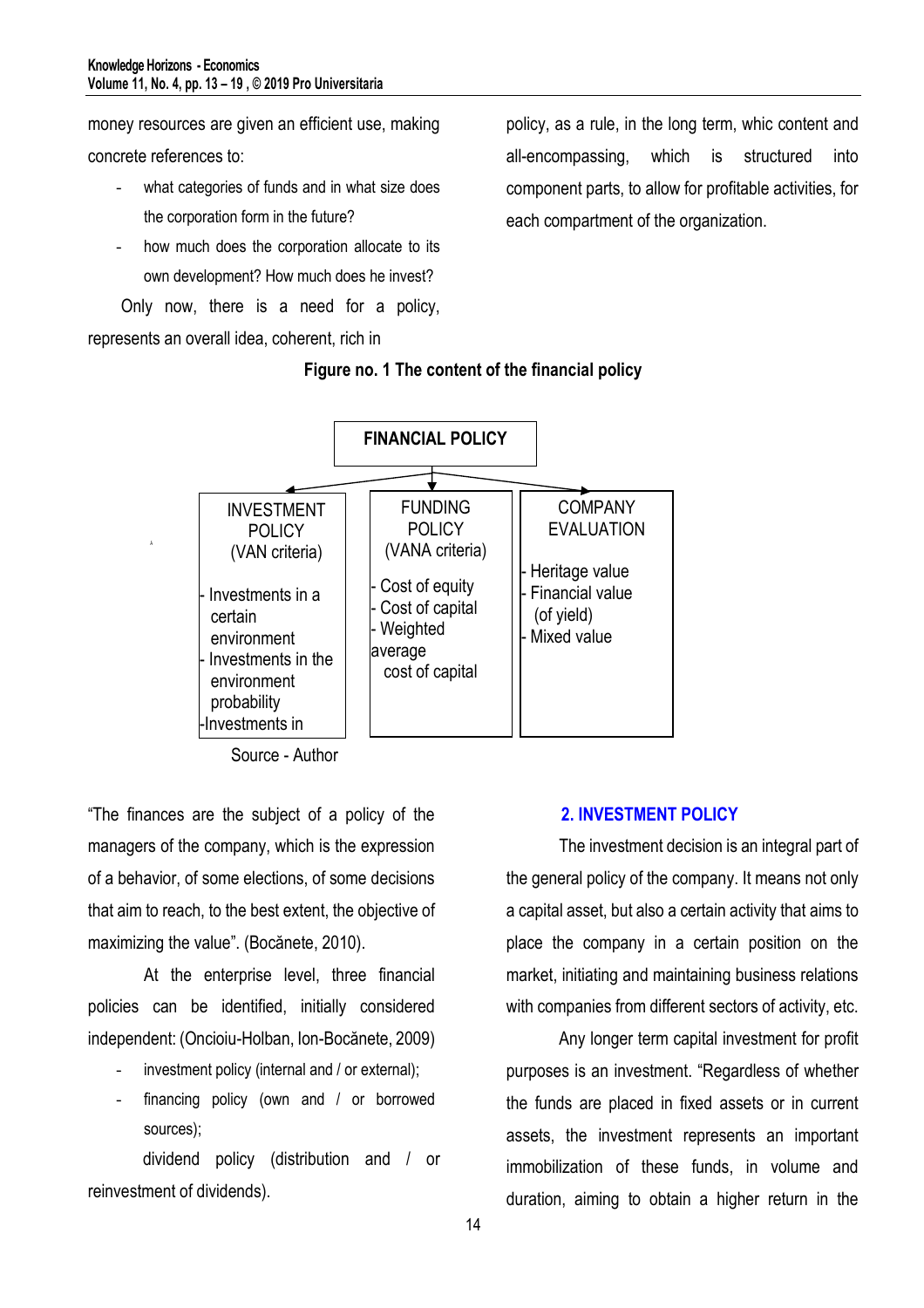money resources are given an efficient use, making concrete references to:

- what categories of funds and in what size does the corporation form in the future?
- how much does the corporation allocate to its own development? How much does he invest?

Only now, there is a need for a policy, represents an overall idea, coherent, rich in policy, as a rule, in the long term, whic content and all-encompassing, which is structured into component parts, to allow for profitable activities, for each compartment of the organization.

**Figure no. 1 The content of the financial policy**

**FINANCIAL POLICY**

| INVESTMENT POLICY (VAN criteria) | FUNDING POLICY (VANA criteria) | COMPANY EVALUATION |
|---|---|---|
| - Investments in a certain environment<br>- Investments in the environment probability<br>-Investments in | - Cost of equity<br>- Cost of capital<br>- Weighted average cost of capital | - Heritage value<br>- Financial value (of yield)<br>- Mixed value |

Source - Author

"The finances are the subject of a policy of the managers of the company, which is the expression of a behavior, of some elections, of some decisions that aim to reach, to the best extent, the objective of maximizing the value". (Bocănete, 2010).

At the enterprise level, three financial policies can be identified, initially considered independent: (Oncioiu-Holban, Ion-Bocănete, 2009)

- investment policy (internal and / or external);
- financing policy (own and / or borrowed sources);

dividend policy (distribution and / or reinvestment of dividends).

## 2. INVESTMENT POLICY

The investment decision is an integral part of the general policy of the company. It means not only a capital asset, but also a certain activity that aims to place the company in a certain position on the market, initiating and maintaining business relations with companies from different sectors of activity, etc.

Any longer term capital investment for profit purposes is an investment. "Regardless of whether the funds are placed in fixed assets or in current assets, the investment represents an important immobilization of these funds, in volume and duration, aiming to obtain a higher return in the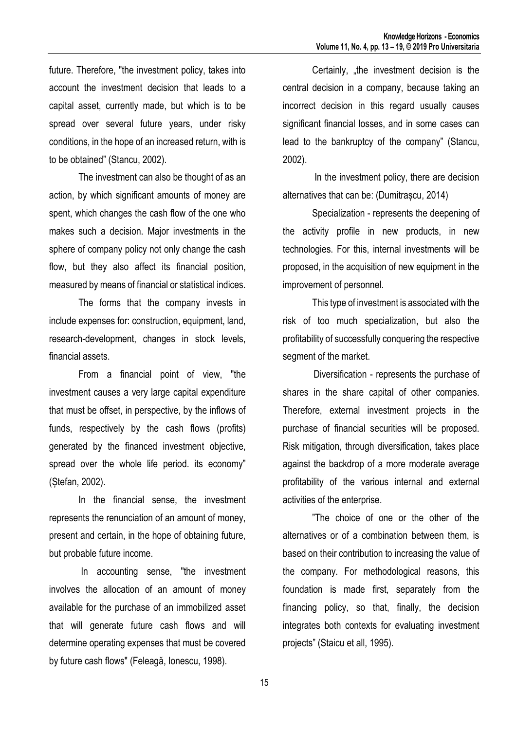future. Therefore, "the investment policy, takes into account the investment decision that leads to a capital asset, currently made, but which is to be spread over several future years, under risky conditions, in the hope of an increased return, with is to be obtained" (Stancu, 2002).

The investment can also be thought of as an action, by which significant amounts of money are spent, which changes the cash flow of the one who makes such a decision. Major investments in the sphere of company policy not only change the cash flow, but they also affect its financial position, measured by means of financial or statistical indices.

The forms that the company invests in include expenses for: construction, equipment, land, research-development, changes in stock levels, financial assets.

From a financial point of view, "the investment causes a very large capital expenditure that must be offset, in perspective, by the inflows of funds, respectively by the cash flows (profits) generated by the financed investment objective, spread over the whole life period. its economy" (Ștefan, 2002).

In the financial sense, the investment represents the renunciation of an amount of money, present and certain, in the hope of obtaining future, but probable future income.

In accounting sense, "the investment involves the allocation of an amount of money available for the purchase of an immobilized asset that will generate future cash flows and will determine operating expenses that must be covered by future cash flows" (Feleagă, Ionescu, 1998).

Certainly, „the investment decision is the central decision in a company, because taking an incorrect decision in this regard usually causes significant financial losses, and in some cases can lead to the bankruptcy of the company" (Stancu, 2002).

In the investment policy, there are decision alternatives that can be: (Dumitrașcu, 2014)

Specialization - represents the deepening of the activity profile in new products, in new technologies. For this, internal investments will be proposed, in the acquisition of new equipment in the improvement of personnel.

This type of investment is associated with the risk of too much specialization, but also the profitability of successfully conquering the respective segment of the market.

Diversification - represents the purchase of shares in the share capital of other companies. Therefore, external investment projects in the purchase of financial securities will be proposed. Risk mitigation, through diversification, takes place against the backdrop of a more moderate average profitability of the various internal and external activities of the enterprise.

"The choice of one or the other of the alternatives or of a combination between them, is based on their contribution to increasing the value of the company. For methodological reasons, this foundation is made first, separately from the financing policy, so that, finally, the decision integrates both contexts for evaluating investment projects" (Staicu et all, 1995).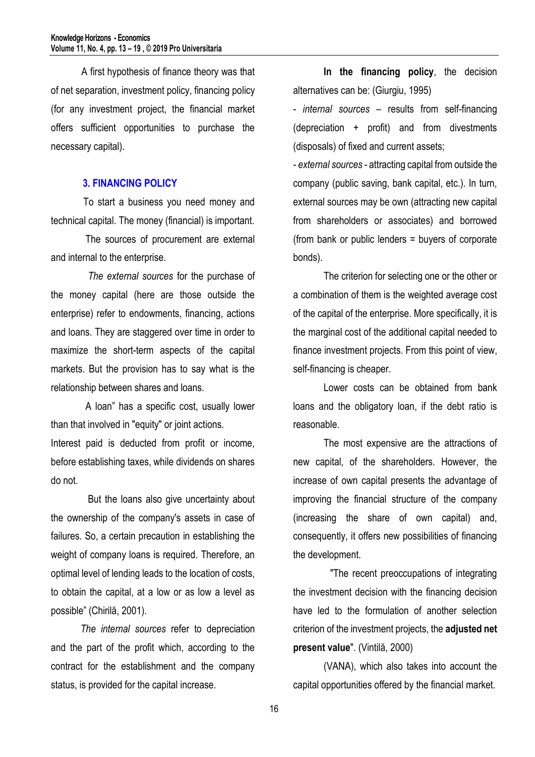A first hypothesis of finance theory was that of net separation, investment policy, financing policy (for any investment project, the financial market offers sufficient opportunities to purchase the necessary capital).

## 3. FINANCING POLICY

To start a business you need money and technical capital. The money (financial) is important.

The sources of procurement are external and internal to the enterprise.

*The external sources* for the purchase of the money capital (here are those outside the enterprise) refer to endowments, financing, actions and loans. They are staggered over time in order to maximize the short-term aspects of the capital markets. But the provision has to say what is the relationship between shares and loans.

A loan" has a specific cost, usually lower than that involved in "equity" or joint actions. Interest paid is deducted from profit or income, before establishing taxes, while dividends on shares do not.

But the loans also give uncertainty about the ownership of the company's assets in case of failures. So, a certain precaution in establishing the weight of company loans is required. Therefore, an optimal level of lending leads to the location of costs, to obtain the capital, at a low or as low a level as possible" (Chirilă, 2001).

*The internal sources* refer to depreciation and the part of the profit which, according to the contract for the establishment and the company status, is provided for the capital increase.

**In the financing policy**, the decision alternatives can be: (Giurgiu, 1995)

- *internal sources* – results from self-financing (depreciation + profit) and from divestments (disposals) of fixed and current assets;
- *external sources* - attracting capital from outside the company (public saving, bank capital, etc.). In turn, external sources may be own (attracting new capital from shareholders or associates) and borrowed (from bank or public lenders = buyers of corporate bonds).

The criterion for selecting one or the other or a combination of them is the weighted average cost of the capital of the enterprise. More specifically, it is the marginal cost of the additional capital needed to finance investment projects. From this point of view, self-financing is cheaper.

Lower costs can be obtained from bank loans and the obligatory loan, if the debt ratio is reasonable.

The most expensive are the attractions of new capital, of the shareholders. However, the increase of own capital presents the advantage of improving the financial structure of the company (increasing the share of own capital) and, consequently, it offers new possibilities of financing the development.

"The recent preoccupations of integrating the investment decision with the financing decision have led to the formulation of another selection criterion of the investment projects, the **adjusted net present value**". (Vintilă, 2000)

(VANA), which also takes into account the capital opportunities offered by the financial market.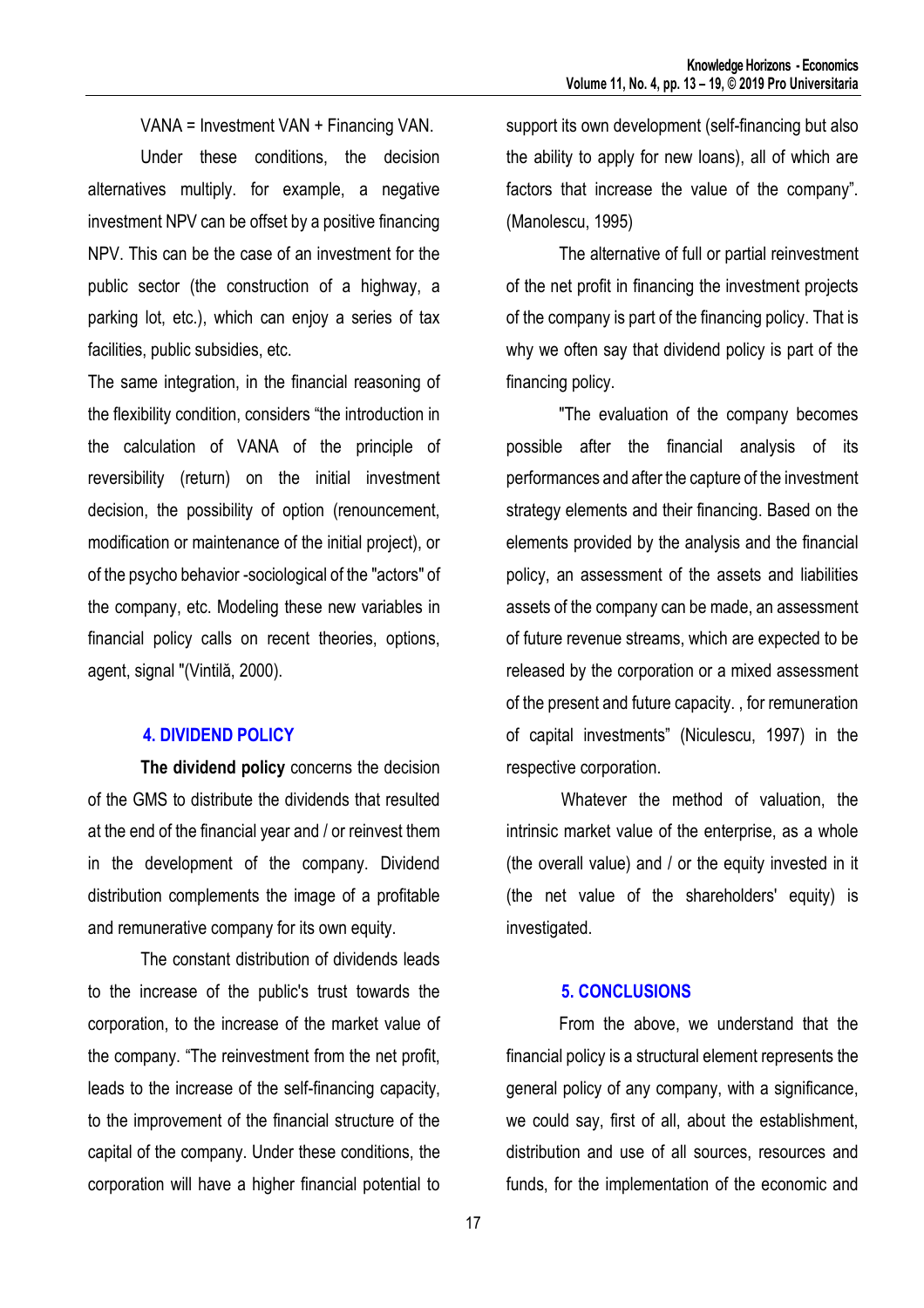VANA = Investment VAN + Financing VAN.

Under these conditions, the decision alternatives multiply. for example, a negative investment NPV can be offset by a positive financing NPV. This can be the case of an investment for the public sector (the construction of a highway, a parking lot, etc.), which can enjoy a series of tax facilities, public subsidies, etc.

The same integration, in the financial reasoning of the flexibility condition, considers "the introduction in the calculation of VANA of the principle of reversibility (return) on the initial investment decision, the possibility of option (renouncement, modification or maintenance of the initial project), or of the psycho behavior -sociological of the "actors" of the company, etc. Modeling these new variables in financial policy calls on recent theories, options, agent, signal "(Vintilă, 2000).

## 4. DIVIDEND POLICY

**The dividend policy** concerns the decision of the GMS to distribute the dividends that resulted at the end of the financial year and / or reinvest them in the development of the company. Dividend distribution complements the image of a profitable and remunerative company for its own equity.

The constant distribution of dividends leads to the increase of the public's trust towards the corporation, to the increase of the market value of the company. "The reinvestment from the net profit, leads to the increase of the self-financing capacity, to the improvement of the financial structure of the capital of the company. Under these conditions, the corporation will have a higher financial potential to support its own development (self-financing but also the ability to apply for new loans), all of which are factors that increase the value of the company". (Manolescu, 1995)

The alternative of full or partial reinvestment of the net profit in financing the investment projects of the company is part of the financing policy. That is why we often say that dividend policy is part of the financing policy.

"The evaluation of the company becomes possible after the financial analysis of its performances and after the capture of the investment strategy elements and their financing. Based on the elements provided by the analysis and the financial policy, an assessment of the assets and liabilities assets of the company can be made, an assessment of future revenue streams, which are expected to be released by the corporation or a mixed assessment of the present and future capacity. , for remuneration of capital investments" (Niculescu, 1997) in the respective corporation.

Whatever the method of valuation, the intrinsic market value of the enterprise, as a whole (the overall value) and / or the equity invested in it (the net value of the shareholders' equity) is investigated.

## 5. CONCLUSIONS

From the above, we understand that the financial policy is a structural element represents the general policy of any company, with a significance, we could say, first of all, about the establishment, distribution and use of all sources, resources and funds, for the implementation of the economic and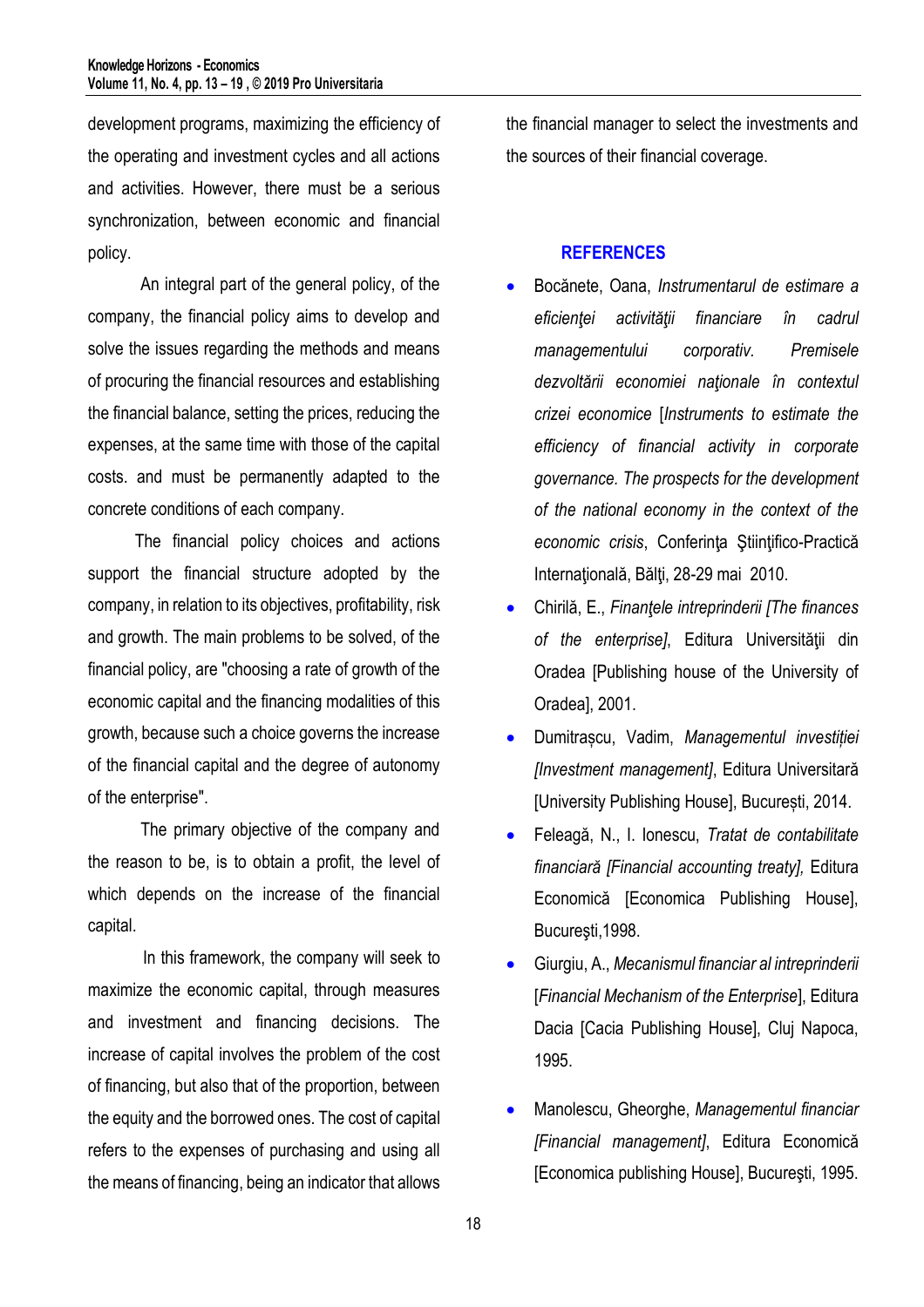development programs, maximizing the efficiency of the operating and investment cycles and all actions and activities. However, there must be a serious synchronization, between economic and financial policy.

An integral part of the general policy, of the company, the financial policy aims to develop and solve the issues regarding the methods and means of procuring the financial resources and establishing the financial balance, setting the prices, reducing the expenses, at the same time with those of the capital costs. and must be permanently adapted to the concrete conditions of each company.

The financial policy choices and actions support the financial structure adopted by the company, in relation to its objectives, profitability, risk and growth. The main problems to be solved, of the financial policy, are "choosing a rate of growth of the economic capital and the financing modalities of this growth, because such a choice governs the increase of the financial capital and the degree of autonomy of the enterprise".

The primary objective of the company and the reason to be, is to obtain a profit, the level of which depends on the increase of the financial capital.

In this framework, the company will seek to maximize the economic capital, through measures and investment and financing decisions. The increase of capital involves the problem of the cost of financing, but also that of the proportion, between the equity and the borrowed ones. The cost of capital refers to the expenses of purchasing and using all the means of financing, being an indicator that allows the financial manager to select the investments and the sources of their financial coverage.

## REFERENCES

- Bocănete, Oana, *Instrumentarul de estimare a eficienţei activităţii financiare în cadrul managementului corporativ. Premisele dezvoltării economiei naţionale în contextul crizei economice* [*Instruments to estimate the efficiency of financial activity in corporate governance. The prospects for the development of the national economy in the context of the economic crisis*, Conferinţa Ştiinţifico-Practică Internaţională, Bălţi, 28-29 mai 2010.
- Chirilă, E., *Finanţele intreprinderii [The finances of the enterprise]*, Editura Universităţii din Oradea [Publishing house of the University of Oradea], 2001.
- Dumitrașcu, Vadim, *Managementul investiției [Investment management]*, Editura Universitară [University Publishing House], București, 2014.
- Feleagă, N., I. Ionescu, *Tratat de contabilitate financiară [Financial accounting treaty],* Editura Economică [Economica Publishing House], Bucureşti,1998.
- Giurgiu, A., *Mecanismul financiar al intreprinderii* [*Financial Mechanism of the Enterprise*], Editura Dacia [Cacia Publishing House], Cluj Napoca, 1995.
- Manolescu, Gheorghe, *Managementul financiar [Financial management]*, Editura Economică [Economica publishing House], Bucureşti, 1995.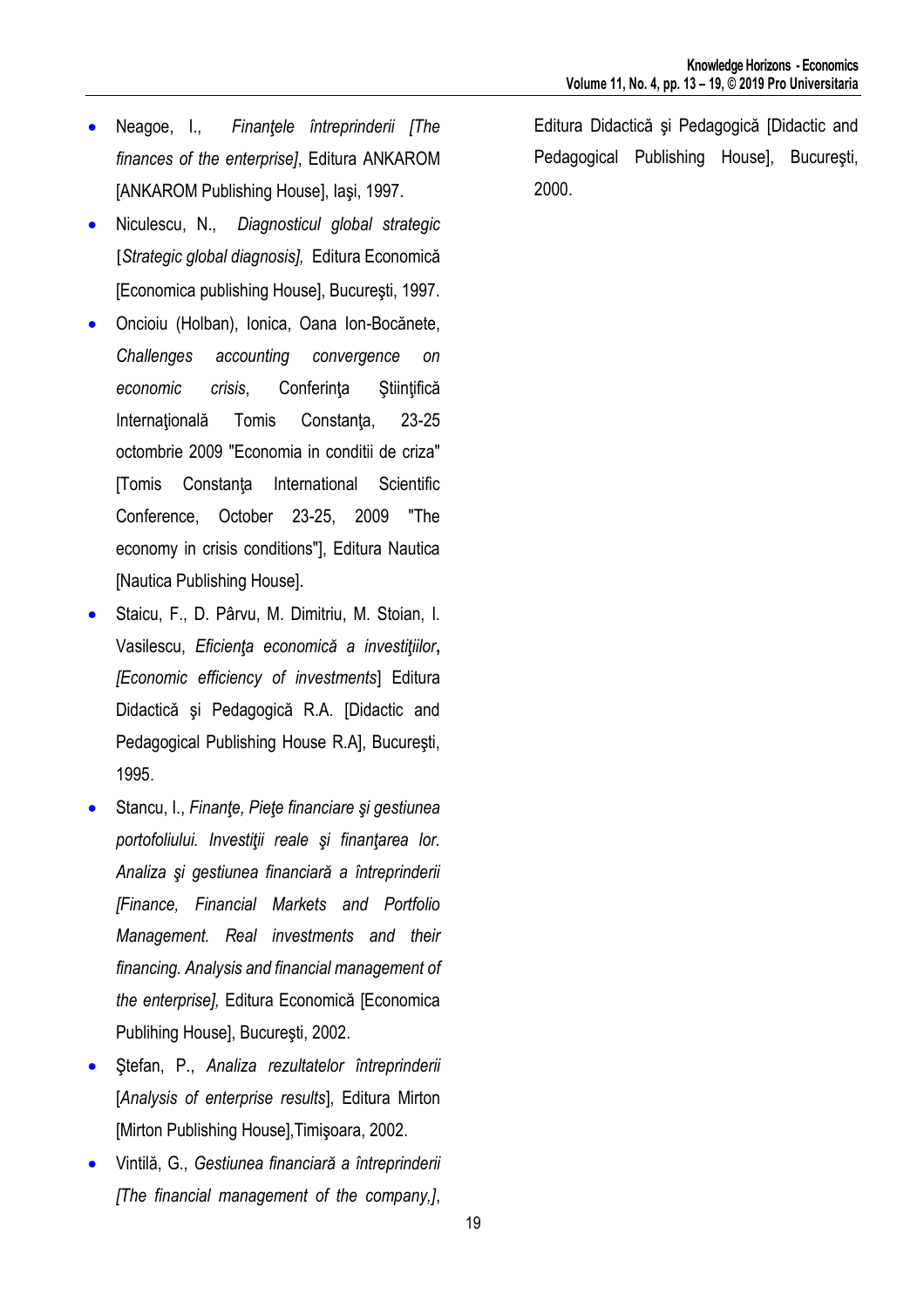- Neagoe, I., *Finanţele întreprinderii [The finances of the enterprise]*, Editura ANKAROM [ANKAROM Publishing House], Iaşi, 1997.
- Niculescu, N., *Diagnosticul global strategic* [*Strategic global diagnosis],* Editura Economică [Economica publishing House], Bucureşti, 1997.
- Oncioiu (Holban), Ionica, Oana Ion-Bocănete, *Challenges accounting convergence on economic crisis*, Conferinţa Ştiinţifică Internaţională Tomis Constanţa, 23-25 octombrie 2009 "Economia in conditii de criza" [Tomis Constanţa International Scientific Conference, October 23-25, 2009 "The economy in crisis conditions"], Editura Nautica [Nautica Publishing House].
- Staicu, F., D. Pârvu, M. Dimitriu, M. Stoian, I. Vasilescu, *Eficienţa economică a investiţiilor*, *[Economic efficiency of investments*] Editura Didactică şi Pedagogică R.A. [Didactic and Pedagogical Publishing House R.A], Bucureşti, 1995.
- Stancu, I., *Finanţe, Pieţe financiare şi gestiunea portofoliului. Investiţii reale şi finanţarea lor. Analiza şi gestiunea financiară a întreprinderii [Finance, Financial Markets and Portfolio Management. Real investments and their financing. Analysis and financial management of the enterprise],* Editura Economică [Economica Publihing House], Bucureşti, 2002.
- Ştefan, P., *Analiza rezultatelor întreprinderii* [*Analysis of enterprise results*], Editura Mirton [Mirton Publishing House],Timişoara, 2002.
- Vintilă, G., *Gestiunea financiară a întreprinderii [The financial management of the company,]*, Editura Didactică şi Pedagogică [Didactic and Pedagogical Publishing House], Bucureşti, 2000.